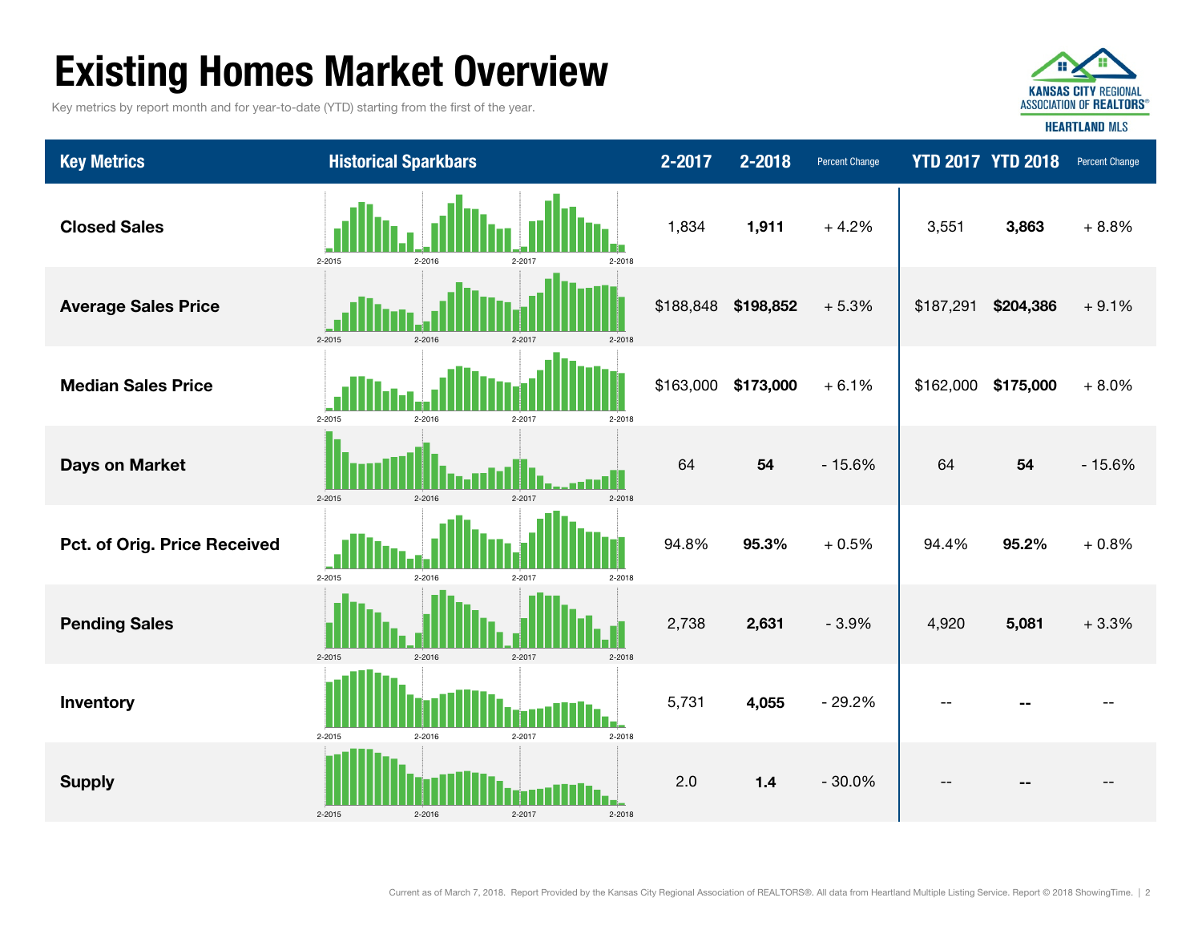# Existing Homes Market Overview

Key metrics by report month and for year-to-date (YTD) starting from the first of the year.

KANSAS CITY REGIONAL ASSOCIATION OF REALTORS® HEARTLAND MLS

| Key Metrics | Historical Sparkbars | 2-2017 | 2-2018 | Percent Change | YTD 2017 | YTD 2018 | Percent Change |
|---|---|---|---|---|---|---|---|
| Closed Sales | 2-2015 2-2016 2-2017 2-2018 | 1,834 | **1,911** | + 4.2% | 3,551 | **3,863** | + 8.8% |
| Average Sales Price | 2-2015 2-2016 2-2017 2-2018 | $188,848 | **$198,852** | + 5.3% | $187,291 | **$204,386** | + 9.1% |
| Median Sales Price | 2-2015 2-2016 2-2017 2-2018 | $163,000 | **$173,000** | + 6.1% | $162,000 | **$175,000** | + 8.0% |
| Days on Market | 2-2015 2-2016 2-2017 2-2018 | 64 | **54** | - 15.6% | 64 | **54** | - 15.6% |
| Pct. of Orig. Price Received | 2-2015 2-2016 2-2017 2-2018 | 94.8% | **95.3%** | + 0.5% | 94.4% | **95.2%** | + 0.8% |
| Pending Sales | 2-2015 2-2016 2-2017 2-2018 | 2,738 | **2,631** | - 3.9% | 4,920 | **5,081** | + 3.3% |
| Inventory | 2-2015 2-2016 2-2017 2-2018 | 5,731 | **4,055** | - 29.2% | -- | **--** | -- |
| Supply | 2-2015 2-2016 2-2017 2-2018 | 2.0 | **1.4** | - 30.0% | -- | **--** | -- |

Current as of March 7, 2018. Report Provided by the Kansas City Regional Association of REALTORS®. All data from Heartland Multiple Listing Service. Report © 2018 ShowingTime.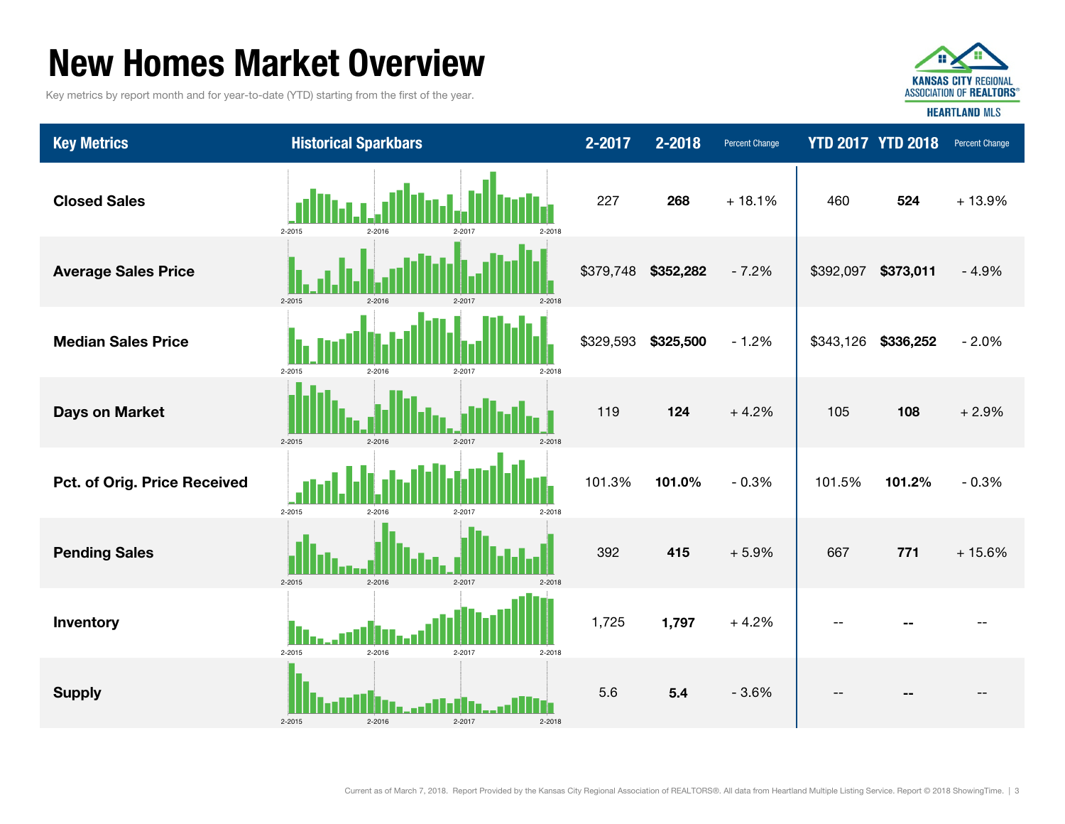# New Homes Market Overview

Key metrics by report month and for year-to-date (YTD) starting from the first of the year.

KANSAS CITY REGIONAL ASSOCIATION OF REALTORS®
HEARTLAND MLS

| Key Metrics | Historical Sparkbars | 2-2017 | 2-2018 | Percent Change | YTD 2017 | YTD 2018 | Percent Change |
|---|---|---|---|---|---|---|---|
| Closed Sales | 2-2015 2-2016 2-2017 2-2018 | 227 | **268** | + 18.1% | 460 | **524** | + 13.9% |
| Average Sales Price | 2-2015 2-2016 2-2017 2-2018 | $379,748 | **$352,282** | - 7.2% | $392,097 | **$373,011** | - 4.9% |
| Median Sales Price | 2-2015 2-2016 2-2017 2-2018 | $329,593 | **$325,500** | - 1.2% | $343,126 | **$336,252** | - 2.0% |
| Days on Market | 2-2015 2-2016 2-2017 2-2018 | 119 | **124** | + 4.2% | 105 | **108** | + 2.9% |
| Pct. of Orig. Price Received | 2-2015 2-2016 2-2017 2-2018 | 101.3% | **101.0%** | - 0.3% | 101.5% | **101.2%** | - 0.3% |
| Pending Sales | 2-2015 2-2016 2-2017 2-2018 | 392 | **415** | + 5.9% | 667 | **771** | + 15.6% |
| Inventory | 2-2015 2-2016 2-2017 2-2018 | 1,725 | **1,797** | + 4.2% | -- | **--** | -- |
| Supply | 2-2015 2-2016 2-2017 2-2018 | 5.6 | **5.4** | - 3.6% | -- | **--** | -- |

Current as of March 7, 2018. Report Provided by the Kansas City Regional Association of REALTORS®. All data from Heartland Multiple Listing Service. Report © 2018 ShowingTime.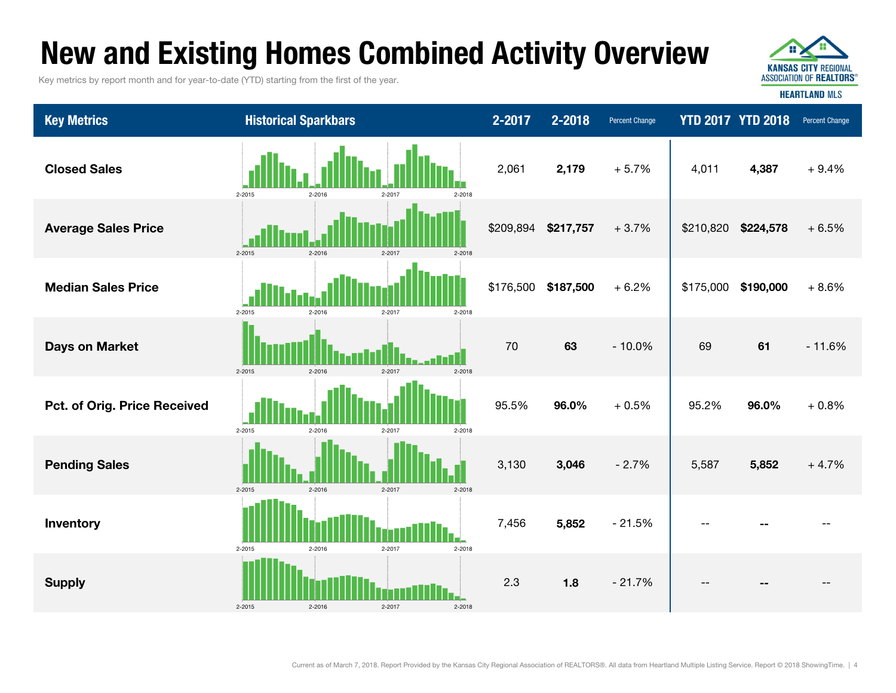# New and Existing Homes Combined Activity Overview

Key metrics by report month and for year-to-date (YTD) starting from the first of the year.

| Key Metrics | Historical Sparkbars | 2-2017 | 2-2018 | Percent Change | YTD 2017 | YTD 2018 | Percent Change |
|---|---|---|---|---|---|---|---|
| Closed Sales | 2-2015 2-2016 2-2017 2-2018 | 2,061 | **2,179** | + 5.7% | 4,011 | **4,387** | + 9.4% |
| Average Sales Price | 2-2015 2-2016 2-2017 2-2018 | $209,894 | **$217,757** | + 3.7% | $210,820 | **$224,578** | + 6.5% |
| Median Sales Price | 2-2015 2-2016 2-2017 2-2018 | $176,500 | **$187,500** | + 6.2% | $175,000 | **$190,000** | + 8.6% |
| Days on Market | 2-2015 2-2016 2-2017 2-2018 | 70 | **63** | - 10.0% | 69 | **61** | - 11.6% |
| Pct. of Orig. Price Received | 2-2015 2-2016 2-2017 2-2018 | 95.5% | **96.0%** | + 0.5% | 95.2% | **96.0%** | + 0.8% |
| Pending Sales | 2-2015 2-2016 2-2017 2-2018 | 3,130 | **3,046** | - 2.7% | 5,587 | **5,852** | + 4.7% |
| Inventory | 2-2015 2-2016 2-2017 2-2018 | 7,456 | **5,852** | - 21.5% | -- | **--** | -- |
| Supply | 2-2015 2-2016 2-2017 2-2018 | 2.3 | **1.8** | - 21.7% | -- | **--** | -- |

Current as of March 7, 2018. Report Provided by the Kansas City Regional Association of REALTORS®. All data from Heartland Multiple Listing Service. Report © 2018 ShowingTime.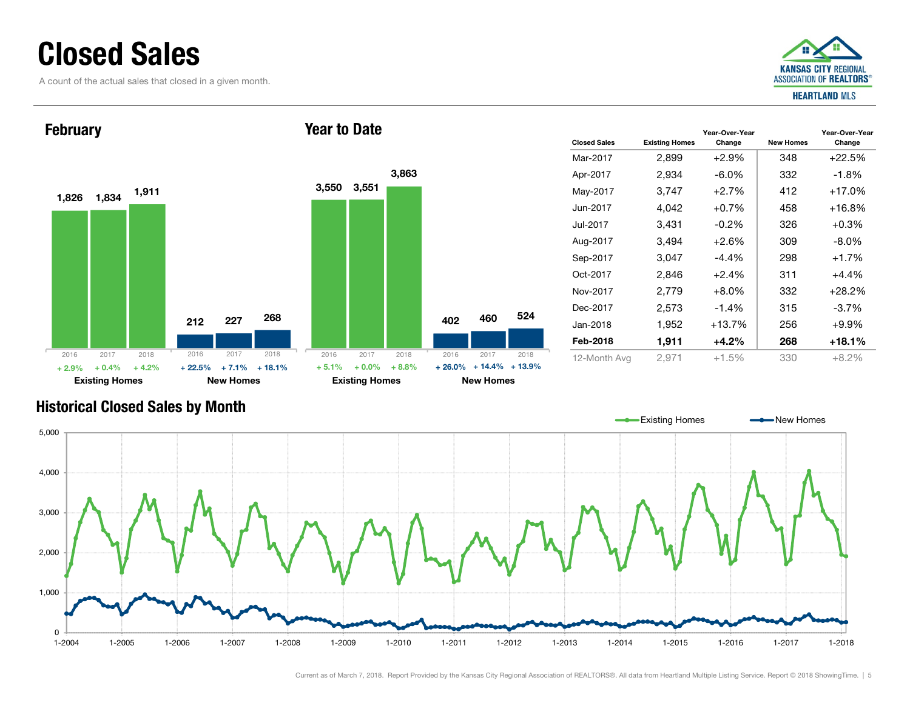# Closed Sales

A count of the actual sales that closed in a given month.

## February

| | 2016 | 2017 | 2018 |
|---|---|---|---|
| Existing Homes | 1,826 | 1,834 | 1,911 |
| Change | + 2.9% | + 0.4% | + 4.2% |
| New Homes | 212 | 227 | 268 |
| Change | + 22.5% | + 7.1% | + 18.1% |

## Year to Date

| | 2016 | 2017 | 2018 |
|---|---|---|---|
| Existing Homes | 3,550 | 3,551 | 3,863 |
| Change | + 5.1% | + 0.0% | + 8.8% |
| New Homes | 402 | 460 | 524 |
| Change | + 26.0% | + 14.4% | + 13.9% |

| Closed Sales | Existing Homes | Year-Over-Year Change | New Homes | Year-Over-Year Change |
|---|---|---|---|---|
| Mar-2017 | 2,899 | +2.9% | 348 | +22.5% |
| Apr-2017 | 2,934 | -6.0% | 332 | -1.8% |
| May-2017 | 3,747 | +2.7% | 412 | +17.0% |
| Jun-2017 | 4,042 | +0.7% | 458 | +16.8% |
| Jul-2017 | 3,431 | -0.2% | 326 | +0.3% |
| Aug-2017 | 3,494 | +2.6% | 309 | -8.0% |
| Sep-2017 | 3,047 | -4.4% | 298 | +1.7% |
| Oct-2017 | 2,846 | +2.4% | 311 | +4.4% |
| Nov-2017 | 2,779 | +8.0% | 332 | +28.2% |
| Dec-2017 | 2,573 | -1.4% | 315 | -3.7% |
| Jan-2018 | 1,952 | +13.7% | 256 | +9.9% |
| **Feb-2018** | **1,911** | **+4.2%** | **268** | **+18.1%** |
| 12-Month Avg | 2,971 | +1.5% | 330 | +8.2% |

## Historical Closed Sales by Month

Existing Homes — New Homes

Current as of March 7, 2018. Report Provided by the Kansas City Regional Association of REALTORS®. All data from Heartland Multiple Listing Service. Report © 2018 ShowingTime.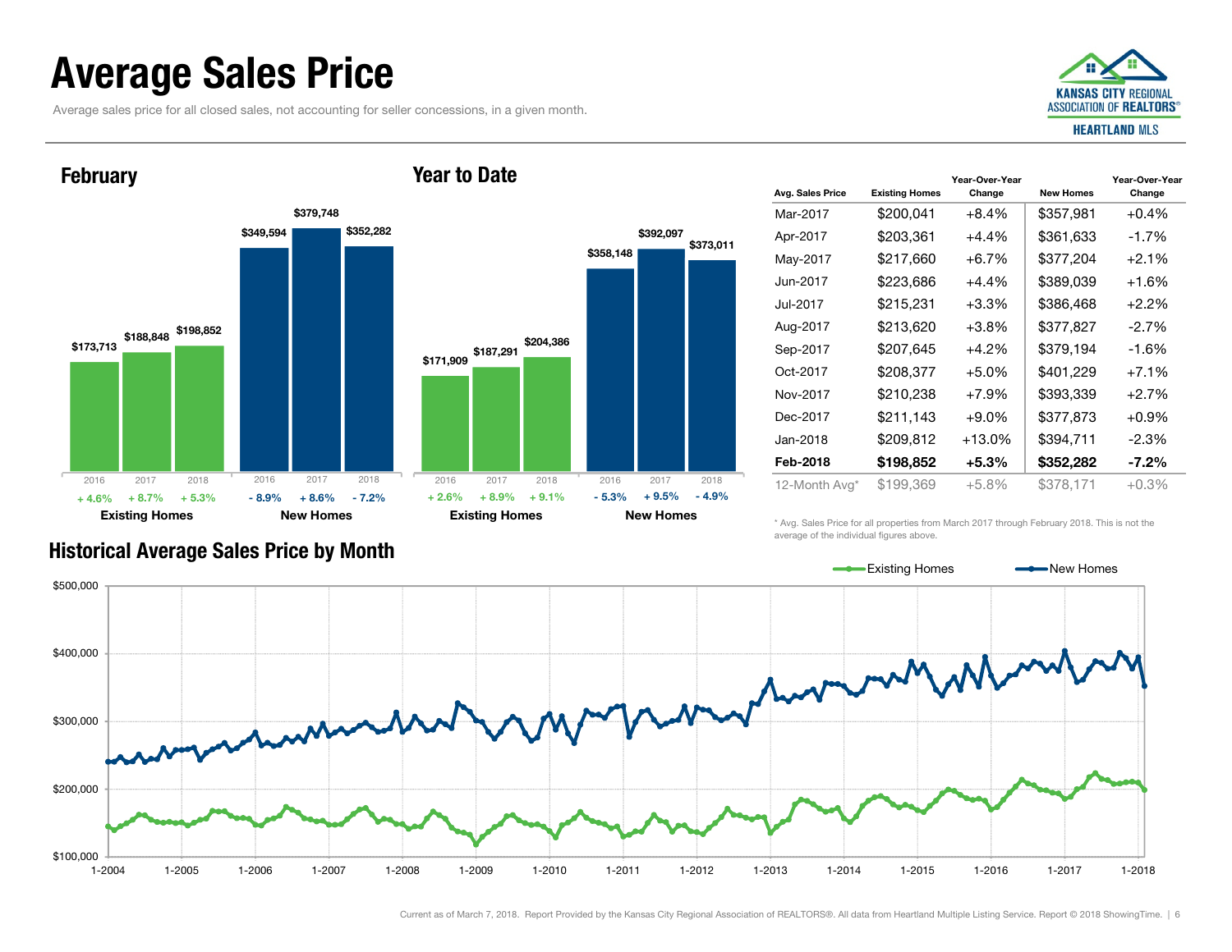# Average Sales Price

Average sales price for all closed sales, not accounting for seller concessions, in a given month.

## February

| | 2016 | 2017 | 2018 |
|---|---|---|---|
| Existing Homes | $173,713 | $188,848 | $198,852 |
| Change | + 4.6% | + 8.7% | + 5.3% |
| New Homes | $349,594 | $379,748 | $352,282 |
| Change | - 8.9% | + 8.6% | - 7.2% |

## Year to Date

| | 2016 | 2017 | 2018 |
|---|---|---|---|
| Existing Homes | $171,909 | $187,291 | $204,386 |
| Change | + 2.6% | + 8.9% | + 9.1% |
| New Homes | $358,148 | $392,097 | $373,011 |
| Change | - 5.3% | + 9.5% | - 4.9% |

| Avg. Sales Price | Existing Homes | Year-Over-Year Change | New Homes | Year-Over-Year Change |
|---|---|---|---|---|
| Mar-2017 | $200,041 | +8.4% | $357,981 | +0.4% |
| Apr-2017 | $203,361 | +4.4% | $361,633 | -1.7% |
| May-2017 | $217,660 | +6.7% | $377,204 | +2.1% |
| Jun-2017 | $223,686 | +4.4% | $389,039 | +1.6% |
| Jul-2017 | $215,231 | +3.3% | $386,468 | +2.2% |
| Aug-2017 | $213,620 | +3.8% | $377,827 | -2.7% |
| Sep-2017 | $207,645 | +4.2% | $379,194 | -1.6% |
| Oct-2017 | $208,377 | +5.0% | $401,229 | +7.1% |
| Nov-2017 | $210,238 | +7.9% | $393,339 | +2.7% |
| Dec-2017 | $211,143 | +9.0% | $377,873 | +0.9% |
| Jan-2018 | $209,812 | +13.0% | $394,711 | -2.3% |
| **Feb-2018** | **$198,852** | **+5.3%** | **$352,282** | **-7.2%** |
| 12-Month Avg* | $199,369 | +5.8% | $378,171 | +0.3% |

\* Avg. Sales Price for all properties from March 2017 through February 2018. This is not the average of the individual figures above.

## Historical Average Sales Price by Month

Existing Homes — New Homes

$500,000 / $400,000 / $300,000 / $200,000 / $100,000

1-2004 1-2005 1-2006 1-2007 1-2008 1-2009 1-2010 1-2011 1-2012 1-2013 1-2014 1-2015 1-2016 1-2017 1-2018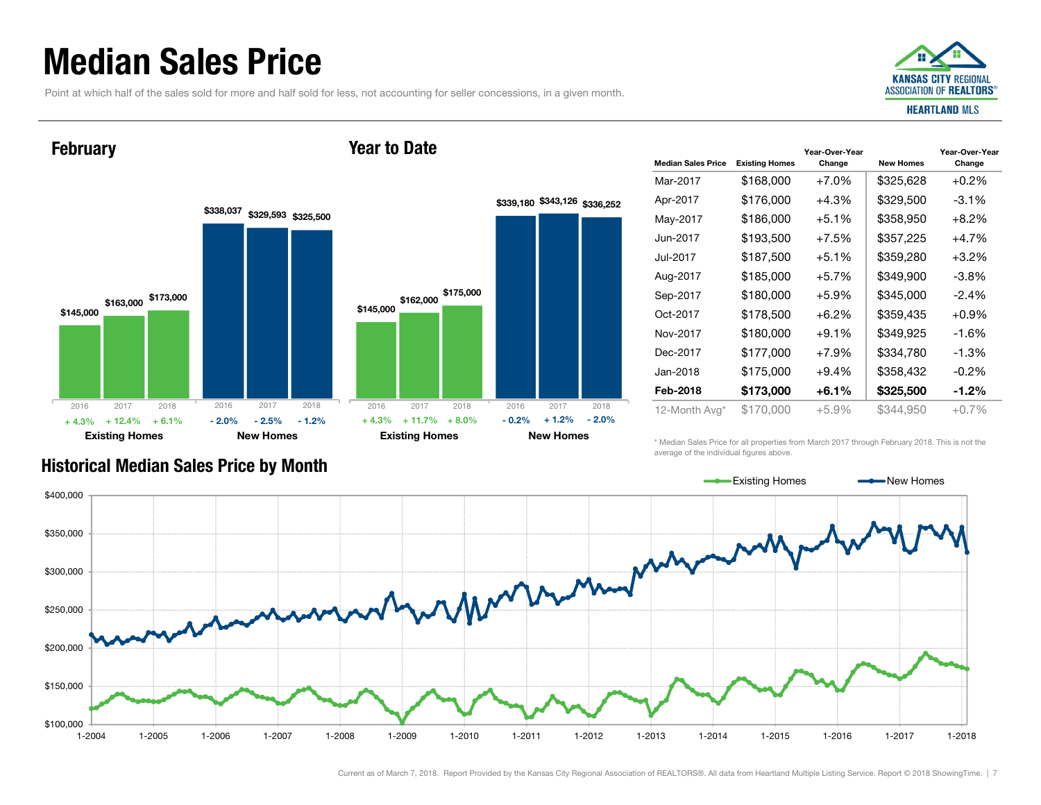# Median Sales Price

Point at which half of the sales sold for more and half sold for less, not accounting for seller concessions, in a given month.

KANSAS CITY REGIONAL ASSOCIATION OF REALTORS®
HEARTLAND MLS

## February

| | 2016 | 2017 | 2018 |
|---|---|---|---|
| Existing Homes | $145,000 | $163,000 | $173,000 |
| Change | + 4.3% | + 12.4% | + 6.1% |
| New Homes | $338,037 | $329,593 | $325,500 |
| Change | - 2.0% | - 2.5% | - 1.2% |

## Year to Date

| | 2016 | 2017 | 2018 |
|---|---|---|---|
| Existing Homes | $145,000 | $162,000 | $175,000 |
| Change | + 4.3% | + 11.7% | + 8.0% |
| New Homes | $339,180 | $343,126 | $336,252 |
| Change | - 0.2% | + 1.2% | - 2.0% |

| Median Sales Price | Existing Homes | Year-Over-Year Change | New Homes | Year-Over-Year Change |
|---|---|---|---|---|
| Mar-2017 | $168,000 | +7.0% | $325,628 | +0.2% |
| Apr-2017 | $176,000 | +4.3% | $329,500 | -3.1% |
| May-2017 | $186,000 | +5.1% | $358,950 | +8.2% |
| Jun-2017 | $193,500 | +7.5% | $357,225 | +4.7% |
| Jul-2017 | $187,500 | +5.1% | $359,280 | +3.2% |
| Aug-2017 | $185,000 | +5.7% | $349,900 | -3.8% |
| Sep-2017 | $180,000 | +5.9% | $345,000 | -2.4% |
| Oct-2017 | $178,500 | +6.2% | $359,435 | +0.9% |
| Nov-2017 | $180,000 | +9.1% | $349,925 | -1.6% |
| Dec-2017 | $177,000 | +7.9% | $334,780 | -1.3% |
| Jan-2018 | $175,000 | +9.4% | $358,432 | -0.2% |
| **Feb-2018** | **$173,000** | **+6.1%** | **$325,500** | **-1.2%** |
| 12-Month Avg* | $170,000 | +5.9% | $344,950 | +0.7% |

\* Median Sales Price for all properties from March 2017 through February 2018. This is not the average of the individual figures above.

## Historical Median Sales Price by Month

Existing Homes — New Homes

$400,000 · $350,000 · $300,000 · $250,000 · $200,000 · $150,000 · $100,000

1-2004 · 1-2005 · 1-2006 · 1-2007 · 1-2008 · 1-2009 · 1-2010 · 1-2011 · 1-2012 · 1-2013 · 1-2014 · 1-2015 · 1-2016 · 1-2017 · 1-2018

Current as of March 7, 2018. Report Provided by the Kansas City Regional Association of REALTORS®. All data from Heartland Multiple Listing Service. Report © 2018 ShowingTime.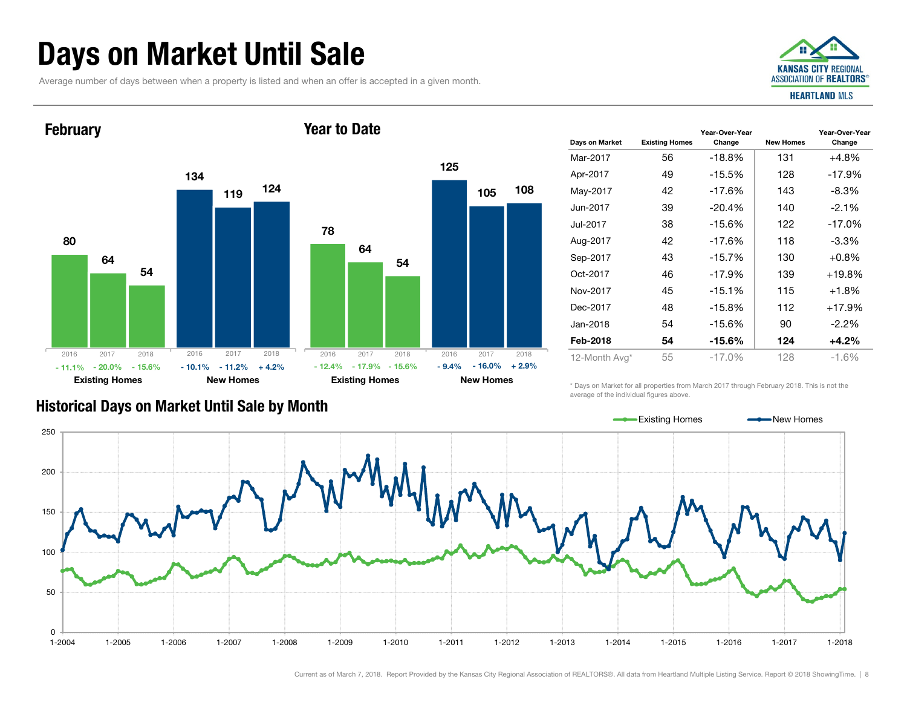# Days on Market Until Sale

Average number of days between when a property is listed and when an offer is accepted in a given month.

## February

| | 2016 | 2017 | 2018 |
|---|---|---|---|
| Existing Homes | 80 | 64 | 54 |
| Year-Over-Year Change | - 11.1% | - 20.0% | - 15.6% |
| New Homes | 134 | 119 | 124 |
| Year-Over-Year Change | - 10.1% | - 11.2% | + 4.2% |

## Year to Date

| | 2016 | 2017 | 2018 |
|---|---|---|---|
| Existing Homes | 78 | 64 | 54 |
| Year-Over-Year Change | - 12.4% | - 17.9% | - 15.6% |
| New Homes | 125 | 105 | 108 |
| Year-Over-Year Change | - 9.4% | - 16.0% | + 2.9% |

| Days on Market | Existing Homes | Year-Over-Year Change | New Homes | Year-Over-Year Change |
|---|---|---|---|---|
| Mar-2017 | 56 | -18.8% | 131 | +4.8% |
| Apr-2017 | 49 | -15.5% | 128 | -17.9% |
| May-2017 | 42 | -17.6% | 143 | -8.3% |
| Jun-2017 | 39 | -20.4% | 140 | -2.1% |
| Jul-2017 | 38 | -15.6% | 122 | -17.0% |
| Aug-2017 | 42 | -17.6% | 118 | -3.3% |
| Sep-2017 | 43 | -15.7% | 130 | +0.8% |
| Oct-2017 | 46 | -17.9% | 139 | +19.8% |
| Nov-2017 | 45 | -15.1% | 115 | +1.8% |
| Dec-2017 | 48 | -15.8% | 112 | +17.9% |
| Jan-2018 | 54 | -15.6% | 90 | -2.2% |
| **Feb-2018** | **54** | **-15.6%** | **124** | **+4.2%** |
| 12-Month Avg* | 55 | -17.0% | 128 | -1.6% |

\* Days on Market for all properties from March 2017 through February 2018. This is not the average of the individual figures above.

## Historical Days on Market Until Sale by Month

Existing Homes — New Homes

Current as of March 7, 2018. Report Provided by the Kansas City Regional Association of REALTORS®. All data from Heartland Multiple Listing Service. Report © 2018 ShowingTime.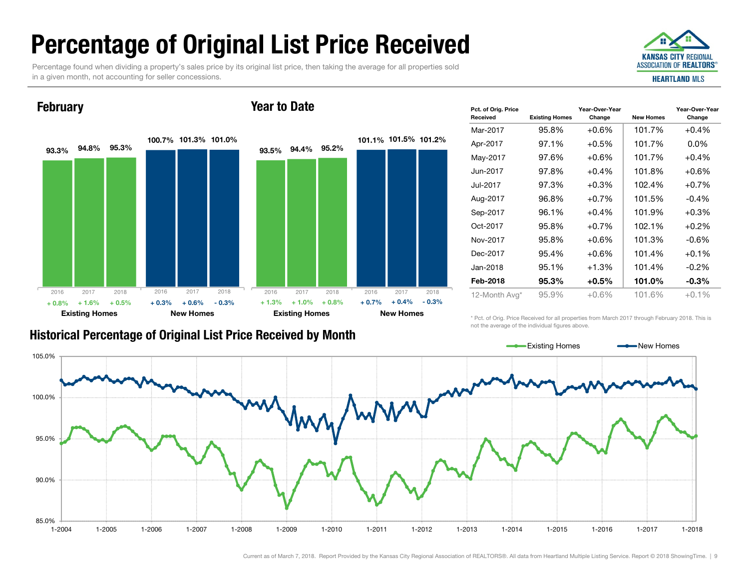# Percentage of Original List Price Received

Percentage found when dividing a property's sales price by its original list price, then taking the average for all properties sold in a given month, not accounting for seller concessions.

KANSAS CITY REGIONAL ASSOCIATION OF REALTORS® HEARTLAND MLS

## February

| | 2016 | 2017 | 2018 |
|---|---|---|---|
| Existing Homes | 93.3% | 94.8% | 95.3% |
| Change | + 0.8% | + 1.6% | + 0.5% |
| New Homes | 100.7% | 101.3% | 101.0% |
| Change | + 0.3% | + 0.6% | - 0.3% |

## Year to Date

| | 2016 | 2017 | 2018 |
|---|---|---|---|
| Existing Homes | 93.5% | 94.4% | 95.2% |
| Change | + 1.3% | + 1.0% | + 0.8% |
| New Homes | 101.1% | 101.5% | 101.2% |
| Change | + 0.7% | + 0.4% | - 0.3% |

| Pct. of Orig. Price Received | Existing Homes | Year-Over-Year Change | New Homes | Year-Over-Year Change |
|---|---|---|---|---|
| Mar-2017 | 95.8% | +0.6% | 101.7% | +0.4% |
| Apr-2017 | 97.1% | +0.5% | 101.7% | 0.0% |
| May-2017 | 97.6% | +0.6% | 101.7% | +0.4% |
| Jun-2017 | 97.8% | +0.4% | 101.8% | +0.6% |
| Jul-2017 | 97.3% | +0.3% | 102.4% | +0.7% |
| Aug-2017 | 96.8% | +0.7% | 101.5% | -0.4% |
| Sep-2017 | 96.1% | +0.4% | 101.9% | +0.3% |
| Oct-2017 | 95.8% | +0.7% | 102.1% | +0.2% |
| Nov-2017 | 95.8% | +0.6% | 101.3% | -0.6% |
| Dec-2017 | 95.4% | +0.6% | 101.4% | +0.1% |
| Jan-2018 | 95.1% | +1.3% | 101.4% | -0.2% |
| **Feb-2018** | **95.3%** | **+0.5%** | **101.0%** | **-0.3%** |
| 12-Month Avg* | 95.9% | +0.6% | 101.6% | +0.1% |

* Pct. of Orig. Price Received for all properties from March 2017 through February 2018. This is not the average of the individual figures above.

## Historical Percentage of Original List Price Received by Month

Existing Homes — New Homes

Current as of March 7, 2018. Report Provided by the Kansas City Regional Association of REALTORS®. All data from Heartland Multiple Listing Service. Report © 2018 ShowingTime.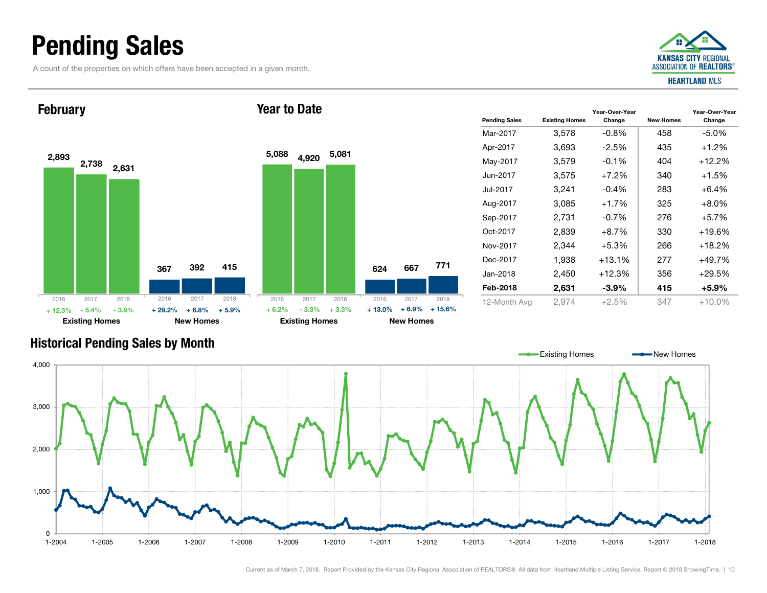# Pending Sales

A count of the properties on which offers have been accepted in a given month.

## February

| | 2016 | 2017 | 2018 |
|---|---|---|---|
| Existing Homes | 2,893 | 2,738 | 2,631 |
| Change | + 12.3% | - 5.4% | - 3.9% |
| New Homes | 367 | 392 | 415 |
| Change | + 29.2% | + 6.8% | + 5.9% |

## Year to Date

| | 2016 | 2017 | 2018 |
|---|---|---|---|
| Existing Homes | 5,088 | 4,920 | 5,081 |
| Change | + 6.2% | - 3.3% | + 3.3% |
| New Homes | 624 | 667 | 771 |
| Change | + 13.0% | + 6.9% | + 15.6% |

| Pending Sales | Existing Homes | Year-Over-Year Change | New Homes | Year-Over-Year Change |
|---|---|---|---|---|
| Mar-2017 | 3,578 | -0.8% | 458 | -5.0% |
| Apr-2017 | 3,693 | -2.5% | 435 | +1.2% |
| May-2017 | 3,579 | -0.1% | 404 | +12.2% |
| Jun-2017 | 3,575 | +7.2% | 340 | +1.5% |
| Jul-2017 | 3,241 | -0.4% | 283 | +6.4% |
| Aug-2017 | 3,085 | +1.7% | 325 | +8.0% |
| Sep-2017 | 2,731 | -0.7% | 276 | +5.7% |
| Oct-2017 | 2,839 | +8.7% | 330 | +19.6% |
| Nov-2017 | 2,344 | +5.3% | 266 | +18.2% |
| Dec-2017 | 1,938 | +13.1% | 277 | +49.7% |
| Jan-2018 | 2,450 | +12.3% | 356 | +29.5% |
| **Feb-2018** | **2,631** | **-3.9%** | **415** | **+5.9%** |
| 12-Month Avg | 2,974 | +2.5% | 347 | +10.0% |

## Historical Pending Sales by Month

Existing Homes — New Homes

Current as of March 7, 2018. Report Provided by the Kansas City Regional Association of REALTORS®. All data from Heartland Multiple Listing Service. Report © 2018 ShowingTime.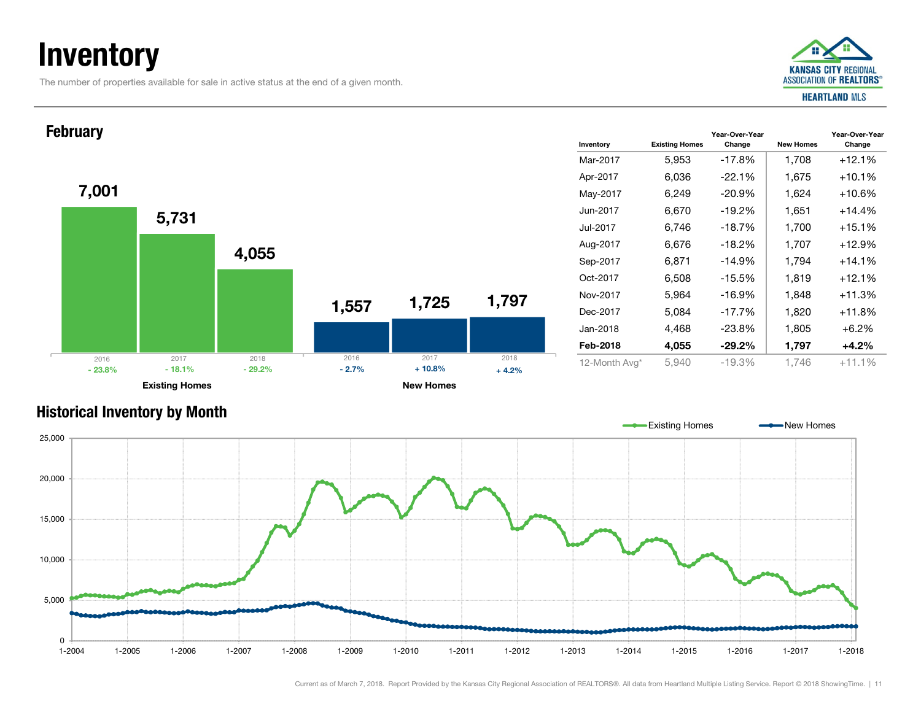# Inventory

The number of properties available for sale in active status at the end of a given month.

KANSAS CITY REGIONAL ASSOCIATION OF REALTORS® HEARTLAND MLS

## February

| | 2016 | 2017 | 2018 |
|---|---|---|---|
| Existing Homes | 7,001 | 5,731 | 4,055 |
| YoY Change | - 23.8% | - 18.1% | - 29.2% |
| New Homes | 1,557 | 1,725 | 1,797 |
| YoY Change | - 2.7% | + 10.8% | + 4.2% |

| Inventory | Existing Homes | Year-Over-Year Change | New Homes | Year-Over-Year Change |
|---|---|---|---|---|
| Mar-2017 | 5,953 | -17.8% | 1,708 | +12.1% |
| Apr-2017 | 6,036 | -22.1% | 1,675 | +10.1% |
| May-2017 | 6,249 | -20.9% | 1,624 | +10.6% |
| Jun-2017 | 6,670 | -19.2% | 1,651 | +14.4% |
| Jul-2017 | 6,746 | -18.7% | 1,700 | +15.1% |
| Aug-2017 | 6,676 | -18.2% | 1,707 | +12.9% |
| Sep-2017 | 6,871 | -14.9% | 1,794 | +14.1% |
| Oct-2017 | 6,508 | -15.5% | 1,819 | +12.1% |
| Nov-2017 | 5,964 | -16.9% | 1,848 | +11.3% |
| Dec-2017 | 5,084 | -17.7% | 1,820 | +11.8% |
| Jan-2018 | 4,468 | -23.8% | 1,805 | +6.2% |
| **Feb-2018** | **4,055** | **-29.2%** | **1,797** | **+4.2%** |
| 12-Month Avg* | 5,940 | -19.3% | 1,746 | +11.1% |

## Historical Inventory by Month

Existing Homes — New Homes

Current as of March 7, 2018. Report Provided by the Kansas City Regional Association of REALTORS®. All data from Heartland Multiple Listing Service. Report © 2018 ShowingTime.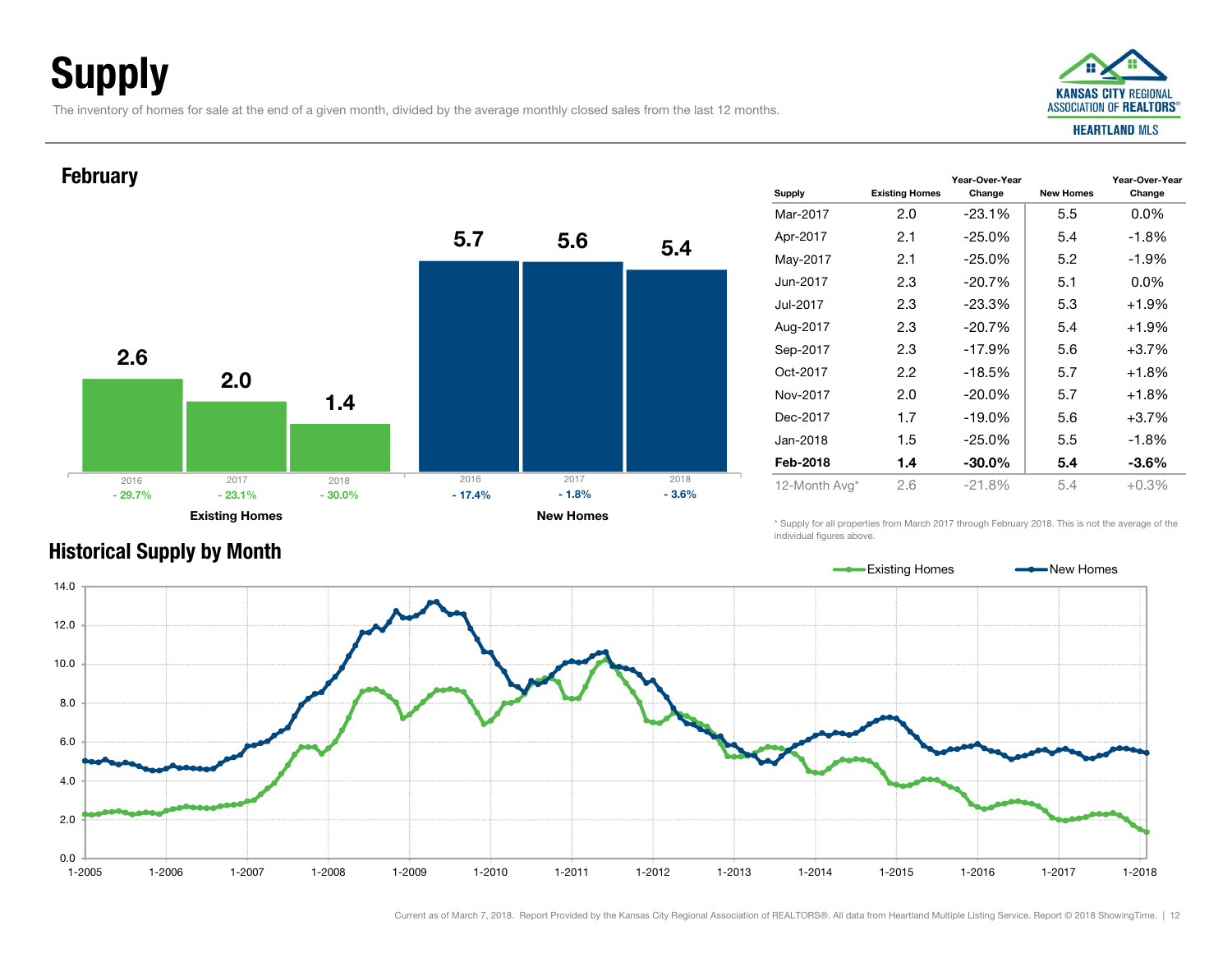# Supply

The inventory of homes for sale at the end of a given month, divided by the average monthly closed sales from the last 12 months.

KANSAS CITY REGIONAL ASSOCIATION OF REALTORS®
HEARTLAND MLS

## February

2.6
2.0
1.4
5.7
5.6
5.4

2016 - 29.7%
2017 - 23.1%
2018 - 30.0%
Existing Homes

2016 - 17.4%
2017 - 1.8%
2018 - 3.6%
New Homes

| Supply | Existing Homes | Year-Over-Year Change | New Homes | Year-Over-Year Change |
|---|---|---|---|---|
| Mar-2017 | 2.0 | -23.1% | 5.5 | 0.0% |
| Apr-2017 | 2.1 | -25.0% | 5.4 | -1.8% |
| May-2017 | 2.1 | -25.0% | 5.2 | -1.9% |
| Jun-2017 | 2.3 | -20.7% | 5.1 | 0.0% |
| Jul-2017 | 2.3 | -23.3% | 5.3 | +1.9% |
| Aug-2017 | 2.3 | -20.7% | 5.4 | +1.9% |
| Sep-2017 | 2.3 | -17.9% | 5.6 | +3.7% |
| Oct-2017 | 2.2 | -18.5% | 5.7 | +1.8% |
| Nov-2017 | 2.0 | -20.0% | 5.7 | +1.8% |
| Dec-2017 | 1.7 | -19.0% | 5.6 | +3.7% |
| Jan-2018 | 1.5 | -25.0% | 5.5 | -1.8% |
| **Feb-2018** | **1.4** | **-30.0%** | **5.4** | **-3.6%** |
| 12-Month Avg* | 2.6 | -21.8% | 5.4 | +0.3% |

\* Supply for all properties from March 2017 through February 2018. This is not the average of the individual figures above.

## Historical Supply by Month

Existing Homes
New Homes

14.0
12.0
10.0
8.0
6.0
4.0
2.0
0.0

1-2005 1-2006 1-2007 1-2008 1-2009 1-2010 1-2011 1-2012 1-2013 1-2014 1-2015 1-2016 1-2017 1-2018

Current as of March 7, 2018. Report Provided by the Kansas City Regional Association of REALTORS®. All data from Heartland Multiple Listing Service. Report © 2018 ShowingTime.